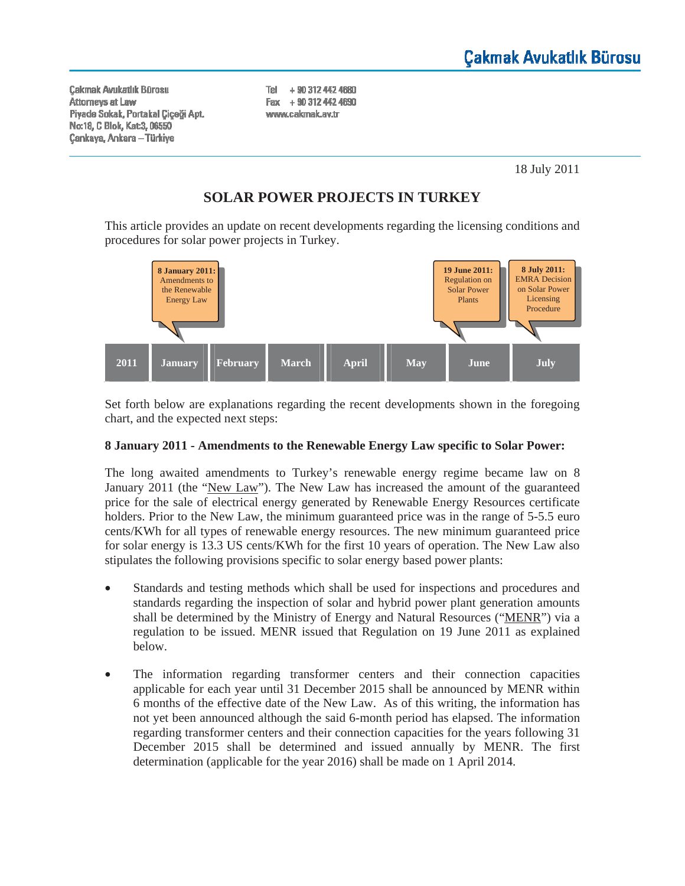**Çakmak Avukatlık Bürosu**

Çakmak Avukatlık Bürosu
Attorneys at Law
Piyade Sokak, Portakal Çiçeği Apt.
No:18, C Blok, Kat:3, 06550
Çankaya, Ankara – Türkiye

Tel + 90 312 442 4680
Fax + 90 312 442 4690
www.cakmak.av.tr

18 July 2011

# SOLAR POWER PROJECTS IN TURKEY

This article provides an update on recent developments regarding the licensing conditions and procedures for solar power projects in Turkey.

| 2011 | January | February | March | April | May | June | July |
|---|---|---|---|---|---|---|---|
| | **8 January 2011:** Amendments to the Renewable Energy Law | | | | | **19 June 2011:** Regulation on Solar Power Plants | **8 July 2011:** EMRA Decision on Solar Power Licensing Procedure |

Set forth below are explanations regarding the recent developments shown in the foregoing chart, and the expected next steps:

**8 January 2011 - Amendments to the Renewable Energy Law specific to Solar Power:**

The long awaited amendments to Turkey's renewable energy regime became law on 8 January 2011 (the "New Law"). The New Law has increased the amount of the guaranteed price for the sale of electrical energy generated by Renewable Energy Resources certificate holders. Prior to the New Law, the minimum guaranteed price was in the range of 5-5.5 euro cents/KWh for all types of renewable energy resources. The new minimum guaranteed price for solar energy is 13.3 US cents/KWh for the first 10 years of operation. The New Law also stipulates the following provisions specific to solar energy based power plants:

- Standards and testing methods which shall be used for inspections and procedures and standards regarding the inspection of solar and hybrid power plant generation amounts shall be determined by the Ministry of Energy and Natural Resources ("MENR") via a regulation to be issued. MENR issued that Regulation on 19 June 2011 as explained below.

- The information regarding transformer centers and their connection capacities applicable for each year until 31 December 2015 shall be announced by MENR within 6 months of the effective date of the New Law. As of this writing, the information has not yet been announced although the said 6-month period has elapsed. The information regarding transformer centers and their connection capacities for the years following 31 December 2015 shall be determined and issued annually by MENR. The first determination (applicable for the year 2016) shall be made on 1 April 2014.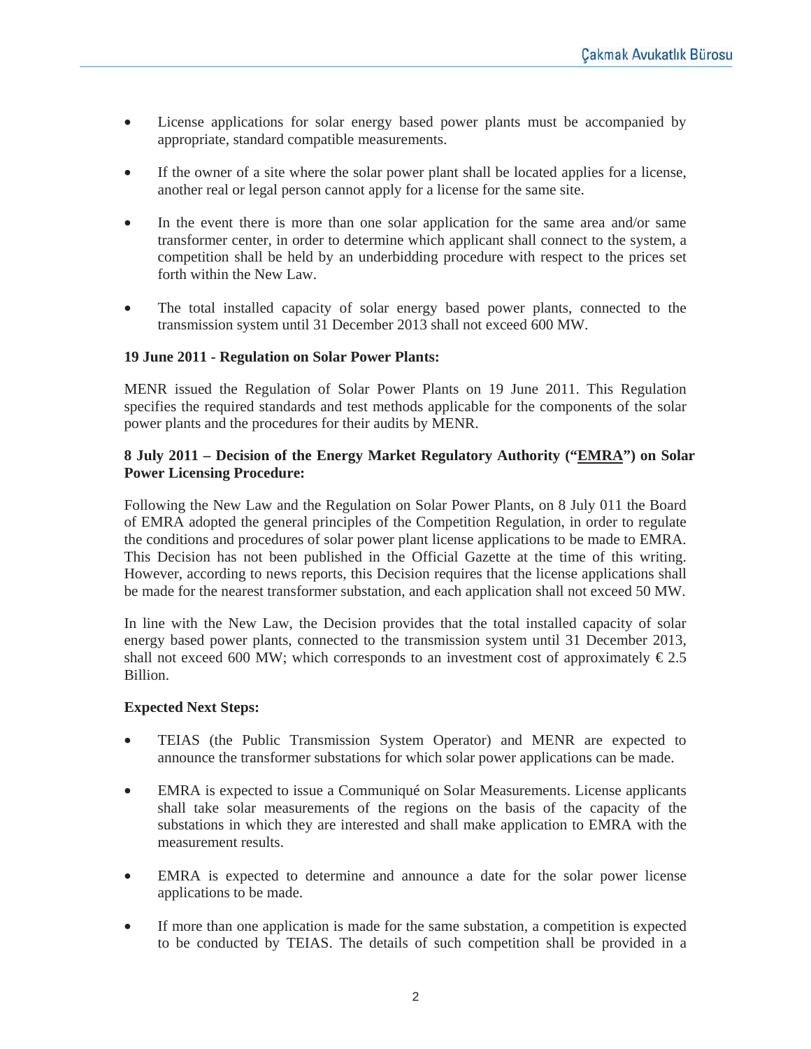- License applications for solar energy based power plants must be accompanied by appropriate, standard compatible measurements.
- If the owner of a site where the solar power plant shall be located applies for a license, another real or legal person cannot apply for a license for the same site.
- In the event there is more than one solar application for the same area and/or same transformer center, in order to determine which applicant shall connect to the system, a competition shall be held by an underbidding procedure with respect to the prices set forth within the New Law.
- The total installed capacity of solar energy based power plants, connected to the transmission system until 31 December 2013 shall not exceed 600 MW.

**19 June 2011 - Regulation on Solar Power Plants:**

MENR issued the Regulation of Solar Power Plants on 19 June 2011. This Regulation specifies the required standards and test methods applicable for the components of the solar power plants and the procedures for their audits by MENR.

**8 July 2011 – Decision of the Energy Market Regulatory Authority ("EMRA") on Solar Power Licensing Procedure:**

Following the New Law and the Regulation on Solar Power Plants, on 8 July 011 the Board of EMRA adopted the general principles of the Competition Regulation, in order to regulate the conditions and procedures of solar power plant license applications to be made to EMRA. This Decision has not been published in the Official Gazette at the time of this writing. However, according to news reports, this Decision requires that the license applications shall be made for the nearest transformer substation, and each application shall not exceed 50 MW.

In line with the New Law, the Decision provides that the total installed capacity of solar energy based power plants, connected to the transmission system until 31 December 2013, shall not exceed 600 MW; which corresponds to an investment cost of approximately € 2.5 Billion.

**Expected Next Steps:**

- TEIAS (the Public Transmission System Operator) and MENR are expected to announce the transformer substations for which solar power applications can be made.
- EMRA is expected to issue a Communiqué on Solar Measurements. License applicants shall take solar measurements of the regions on the basis of the capacity of the substations in which they are interested and shall make application to EMRA with the measurement results.
- EMRA is expected to determine and announce a date for the solar power license applications to be made.
- If more than one application is made for the same substation, a competition is expected to be conducted by TEIAS. The details of such competition shall be provided in a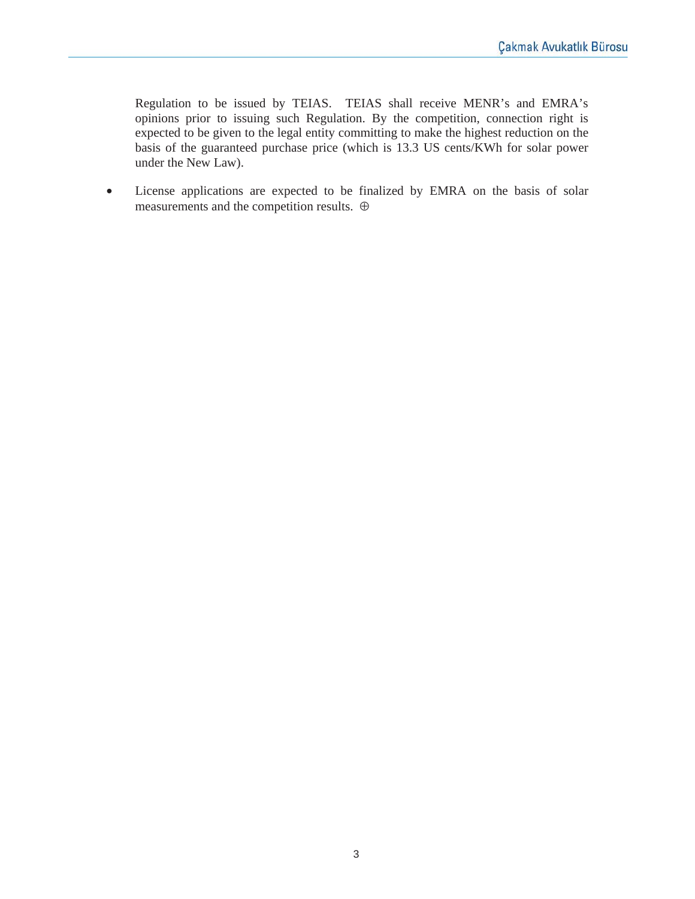Regulation to be issued by TEIAS. TEIAS shall receive MENR's and EMRA's opinions prior to issuing such Regulation. By the competition, connection right is expected to be given to the legal entity committing to make the highest reduction on the basis of the guaranteed purchase price (which is 13.3 US cents/KWh for solar power under the New Law).

- License applications are expected to be finalized by EMRA on the basis of solar measurements and the competition results. ⊕